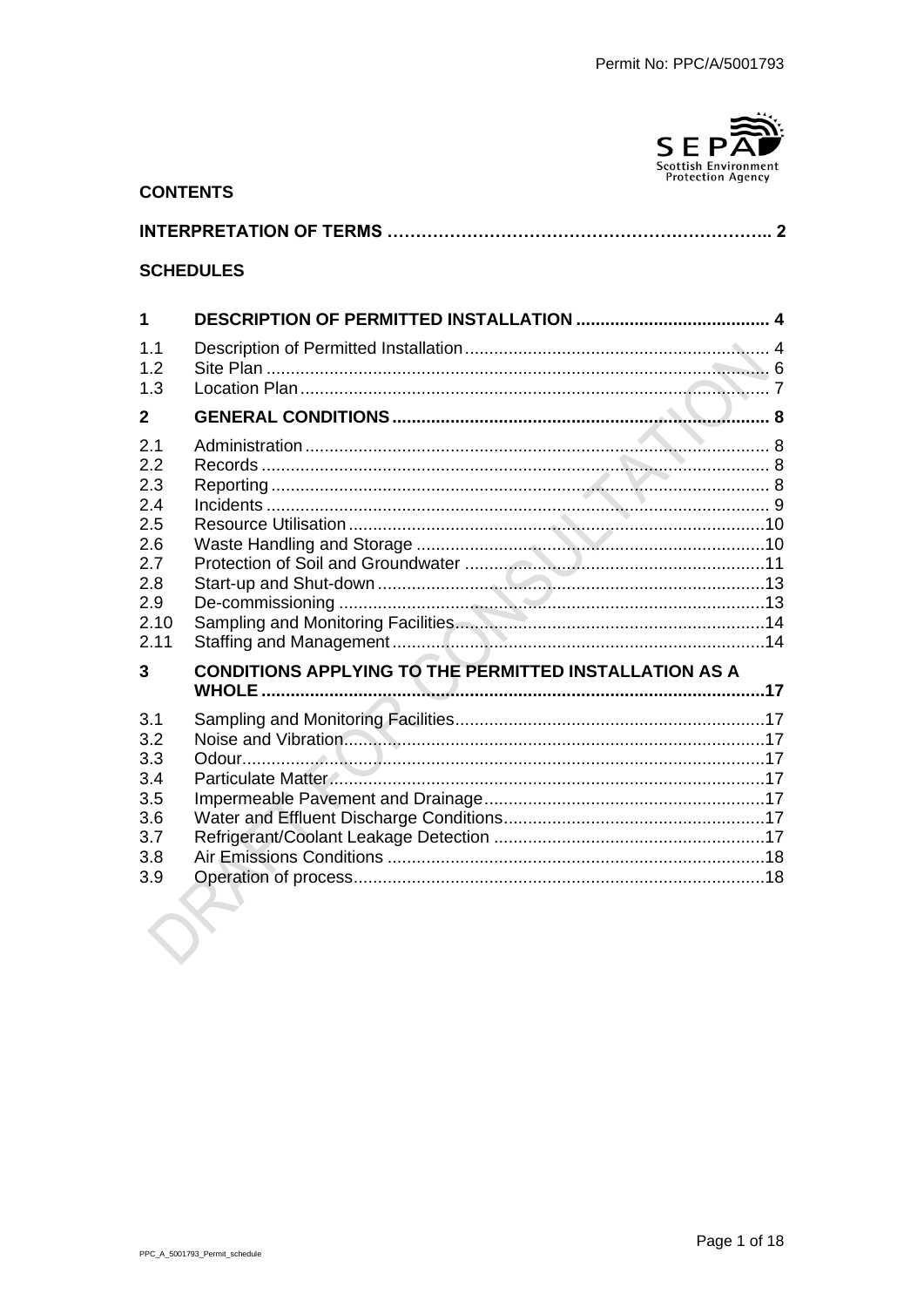**CONTENTS**

**INTERPRETATION OF TERMS** ………………………………………………………….. **2**

**SCHEDULES**

| | | |
|---|---|---|
| **1** | **DESCRIPTION OF PERMITTED INSTALLATION** | **4** |
| 1.1 | Description of Permitted Installation | 4 |
| 1.2 | Site Plan | 6 |
| 1.3 | Location Plan | 7 |
| **2** | **GENERAL CONDITIONS** | **8** |
| 2.1 | Administration | 8 |
| 2.2 | Records | 8 |
| 2.3 | Reporting | 8 |
| 2.4 | Incidents | 9 |
| 2.5 | Resource Utilisation | 10 |
| 2.6 | Waste Handling and Storage | 10 |
| 2.7 | Protection of Soil and Groundwater | 11 |
| 2.8 | Start-up and Shut-down | 13 |
| 2.9 | De-commissioning | 13 |
| 2.10 | Sampling and Monitoring Facilities | 14 |
| 2.11 | Staffing and Management | 14 |
| **3** | **CONDITIONS APPLYING TO THE PERMITTED INSTALLATION AS A WHOLE** | **17** |
| 3.1 | Sampling and Monitoring Facilities | 17 |
| 3.2 | Noise and Vibration | 17 |
| 3.3 | Odour | 17 |
| 3.4 | Particulate Matter | 17 |
| 3.5 | Impermeable Pavement and Drainage | 17 |
| 3.6 | Water and Effluent Discharge Conditions | 17 |
| 3.7 | Refrigerant/Coolant Leakage Detection | 17 |
| 3.8 | Air Emissions Conditions | 18 |
| 3.9 | Operation of process | 18 |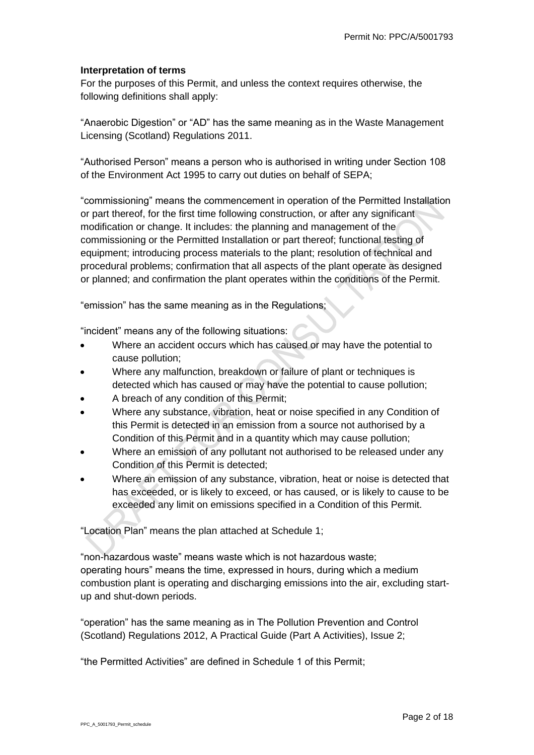**Interpretation of terms**

For the purposes of this Permit, and unless the context requires otherwise, the following definitions shall apply:

"Anaerobic Digestion" or "AD" has the same meaning as in the Waste Management Licensing (Scotland) Regulations 2011.

"Authorised Person" means a person who is authorised in writing under Section 108 of the Environment Act 1995 to carry out duties on behalf of SEPA;

"commissioning" means the commencement in operation of the Permitted Installation or part thereof, for the first time following construction, or after any significant modification or change. It includes: the planning and management of the commissioning or the Permitted Installation or part thereof; functional testing of equipment; introducing process materials to the plant; resolution of technical and procedural problems; confirmation that all aspects of the plant operate as designed or planned; and confirmation the plant operates within the conditions of the Permit.

"emission" has the same meaning as in the Regulations;

"incident" means any of the following situations:

- Where an accident occurs which has caused or may have the potential to cause pollution;
- Where any malfunction, breakdown or failure of plant or techniques is detected which has caused or may have the potential to cause pollution;
- A breach of any condition of this Permit;
- Where any substance, vibration, heat or noise specified in any Condition of this Permit is detected in an emission from a source not authorised by a Condition of this Permit and in a quantity which may cause pollution;
- Where an emission of any pollutant not authorised to be released under any Condition of this Permit is detected;
- Where an emission of any substance, vibration, heat or noise is detected that has exceeded, or is likely to exceed, or has caused, or is likely to cause to be exceeded any limit on emissions specified in a Condition of this Permit.

"Location Plan" means the plan attached at Schedule 1;

"non-hazardous waste" means waste which is not hazardous waste;
operating hours" means the time, expressed in hours, during which a medium combustion plant is operating and discharging emissions into the air, excluding start-up and shut-down periods.

"operation" has the same meaning as in The Pollution Prevention and Control (Scotland) Regulations 2012, A Practical Guide (Part A Activities), Issue 2;

"the Permitted Activities" are defined in Schedule 1 of this Permit;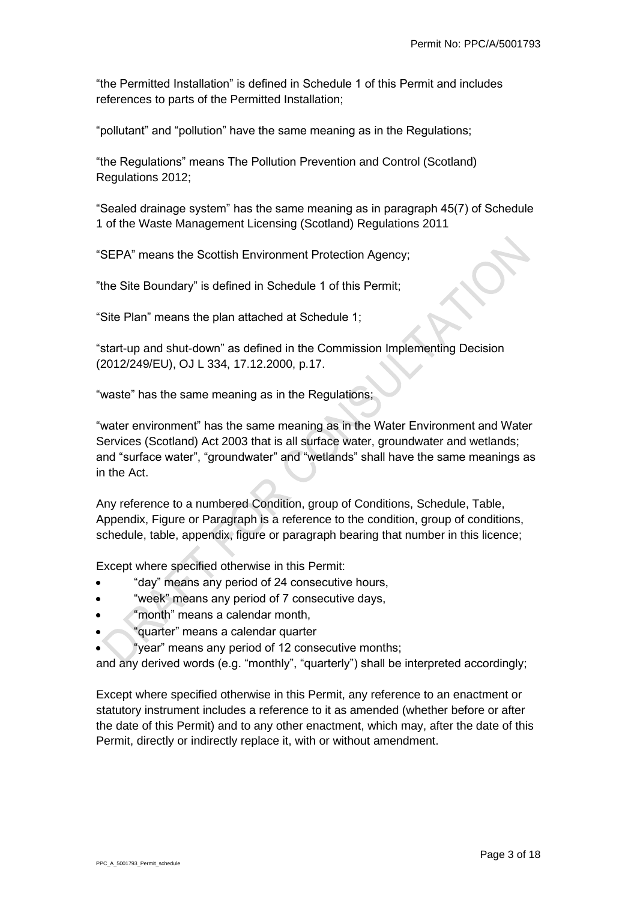"the Permitted Installation" is defined in Schedule 1 of this Permit and includes references to parts of the Permitted Installation;

"pollutant" and "pollution" have the same meaning as in the Regulations;

"the Regulations" means The Pollution Prevention and Control (Scotland) Regulations 2012;

"Sealed drainage system" has the same meaning as in paragraph 45(7) of Schedule 1 of the Waste Management Licensing (Scotland) Regulations 2011

"SEPA" means the Scottish Environment Protection Agency;

"the Site Boundary" is defined in Schedule 1 of this Permit;

"Site Plan" means the plan attached at Schedule 1;

"start-up and shut-down" as defined in the Commission Implementing Decision (2012/249/EU), OJ L 334, 17.12.2000, p.17.

"waste" has the same meaning as in the Regulations;

"water environment" has the same meaning as in the Water Environment and Water Services (Scotland) Act 2003 that is all surface water, groundwater and wetlands; and "surface water", "groundwater" and "wetlands" shall have the same meanings as in the Act.

Any reference to a numbered Condition, group of Conditions, Schedule, Table, Appendix, Figure or Paragraph is a reference to the condition, group of conditions, schedule, table, appendix, figure or paragraph bearing that number in this licence;

Except where specified otherwise in this Permit:

- "day" means any period of 24 consecutive hours,
- "week" means any period of 7 consecutive days,
- "month" means a calendar month,
- "quarter" means a calendar quarter
- "year" means any period of 12 consecutive months;

and any derived words (e.g. "monthly", "quarterly") shall be interpreted accordingly;

Except where specified otherwise in this Permit, any reference to an enactment or statutory instrument includes a reference to it as amended (whether before or after the date of this Permit) and to any other enactment, which may, after the date of this Permit, directly or indirectly replace it, with or without amendment.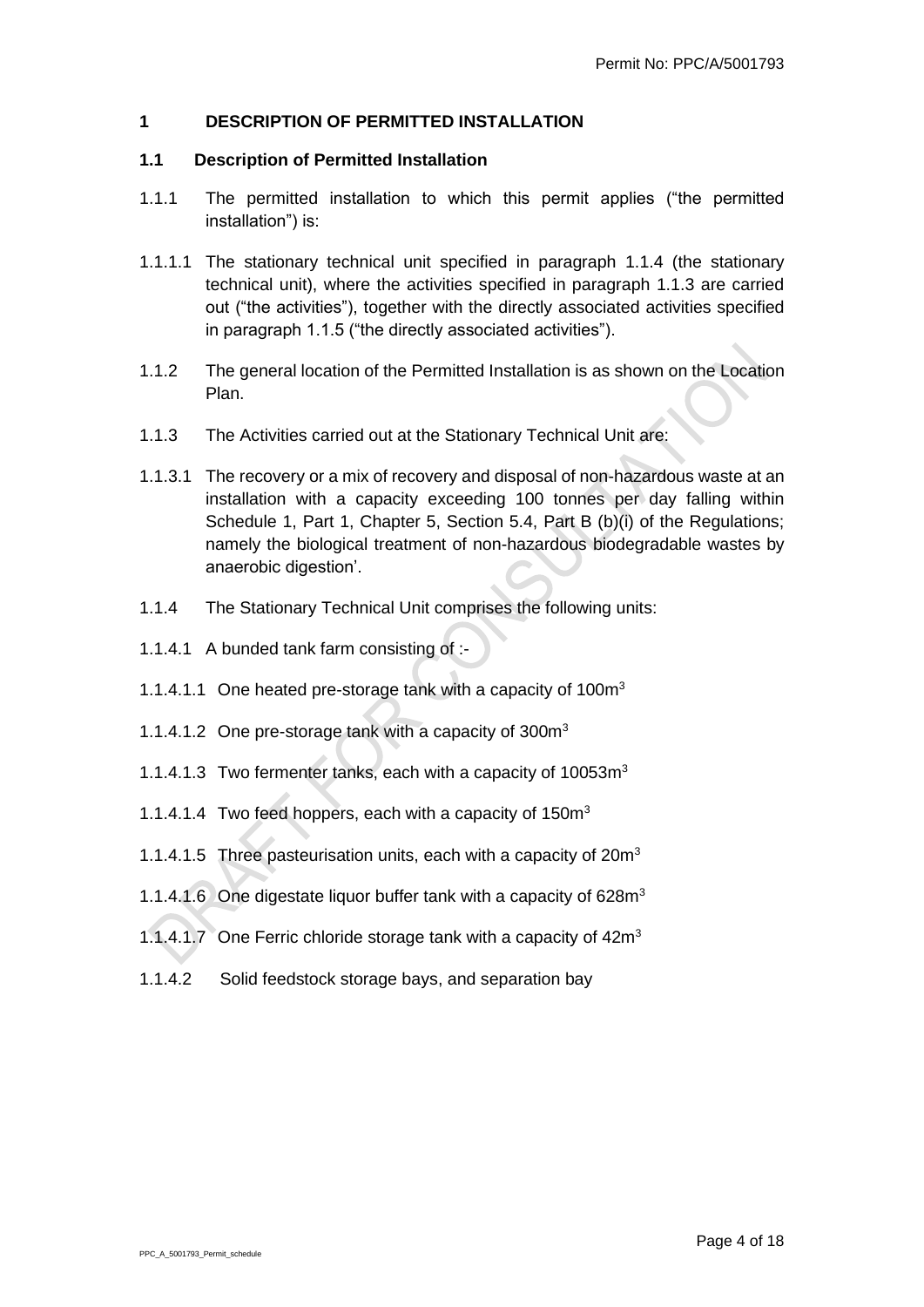## 1 DESCRIPTION OF PERMITTED INSTALLATION

### 1.1 Description of Permitted Installation

1.1.1 The permitted installation to which this permit applies ("the permitted installation") is:

1.1.1.1 The stationary technical unit specified in paragraph 1.1.4 (the stationary technical unit), where the activities specified in paragraph 1.1.3 are carried out ("the activities"), together with the directly associated activities specified in paragraph 1.1.5 ("the directly associated activities").

1.1.2 The general location of the Permitted Installation is as shown on the Location Plan.

1.1.3 The Activities carried out at the Stationary Technical Unit are:

1.1.3.1 The recovery or a mix of recovery and disposal of non-hazardous waste at an installation with a capacity exceeding 100 tonnes per day falling within Schedule 1, Part 1, Chapter 5, Section 5.4, Part B (b)(i) of the Regulations; namely the biological treatment of non-hazardous biodegradable wastes by anaerobic digestion'.

1.1.4 The Stationary Technical Unit comprises the following units:

1.1.4.1 A bunded tank farm consisting of :-

1.1.4.1.1 One heated pre-storage tank with a capacity of 100m$^3$

1.1.4.1.2 One pre-storage tank with a capacity of 300m$^3$

1.1.4.1.3 Two fermenter tanks, each with a capacity of 10053m$^3$

1.1.4.1.4 Two feed hoppers, each with a capacity of 150m$^3$

1.1.4.1.5 Three pasteurisation units, each with a capacity of 20m$^3$

1.1.4.1.6 One digestate liquor buffer tank with a capacity of 628m$^3$

1.1.4.1.7 One Ferric chloride storage tank with a capacity of 42m$^3$

1.1.4.2 Solid feedstock storage bays, and separation bay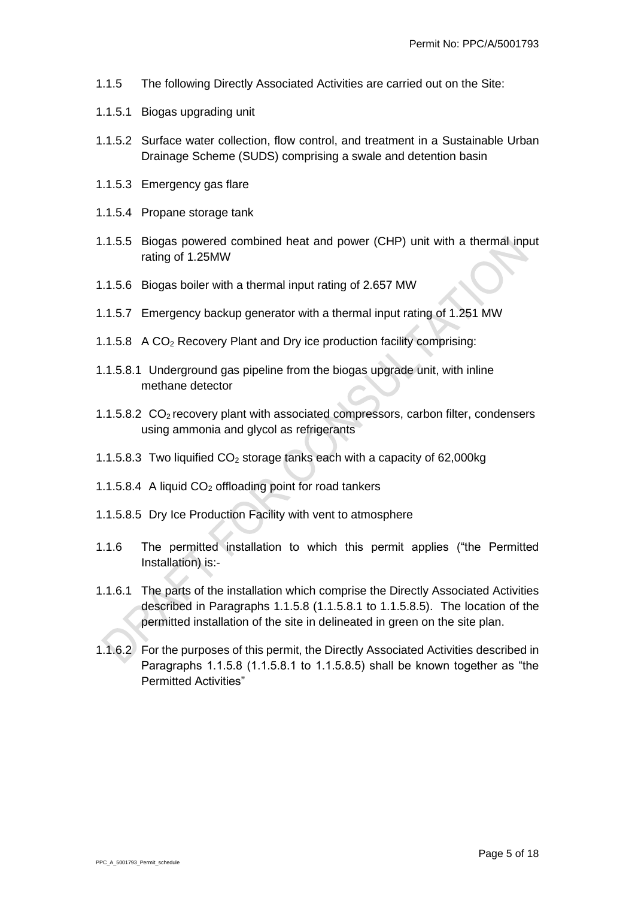1.1.5 The following Directly Associated Activities are carried out on the Site:

1.1.5.1 Biogas upgrading unit

1.1.5.2 Surface water collection, flow control, and treatment in a Sustainable Urban Drainage Scheme (SUDS) comprising a swale and detention basin

1.1.5.3 Emergency gas flare

1.1.5.4 Propane storage tank

1.1.5.5 Biogas powered combined heat and power (CHP) unit with a thermal input rating of 1.25MW

1.1.5.6 Biogas boiler with a thermal input rating of 2.657 MW

1.1.5.7 Emergency backup generator with a thermal input rating of 1.251 MW

1.1.5.8 A $CO_2$ Recovery Plant and Dry ice production facility comprising:

1.1.5.8.1 Underground gas pipeline from the biogas upgrade unit, with inline methane detector

1.1.5.8.2 $CO_2$ recovery plant with associated compressors, carbon filter, condensers using ammonia and glycol as refrigerants

1.1.5.8.3 Two liquified $CO_2$ storage tanks each with a capacity of 62,000kg

1.1.5.8.4 A liquid $CO_2$ offloading point for road tankers

1.1.5.8.5 Dry Ice Production Facility with vent to atmosphere

1.1.6 The permitted installation to which this permit applies ("the Permitted Installation) is:-

1.1.6.1 The parts of the installation which comprise the Directly Associated Activities described in Paragraphs 1.1.5.8 (1.1.5.8.1 to 1.1.5.8.5). The location of the permitted installation of the site in delineated in green on the site plan.

1.1.6.2 For the purposes of this permit, the Directly Associated Activities described in Paragraphs 1.1.5.8 (1.1.5.8.1 to 1.1.5.8.5) shall be known together as "the Permitted Activities"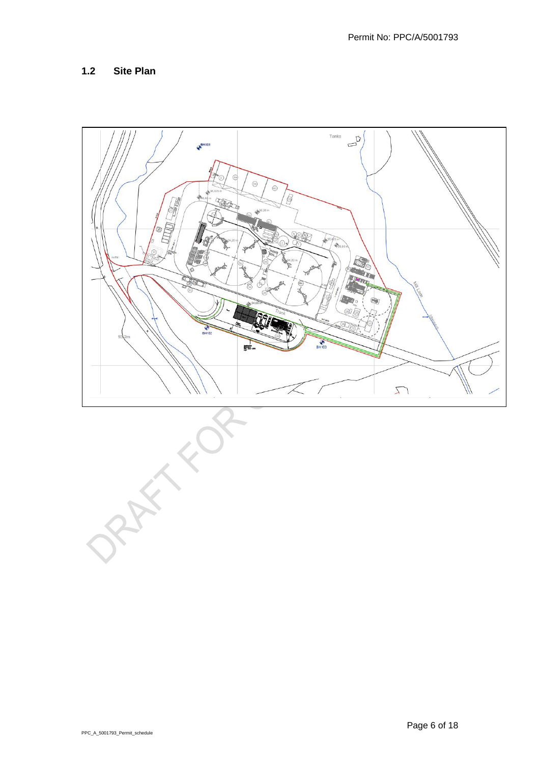## 1.2 Site Plan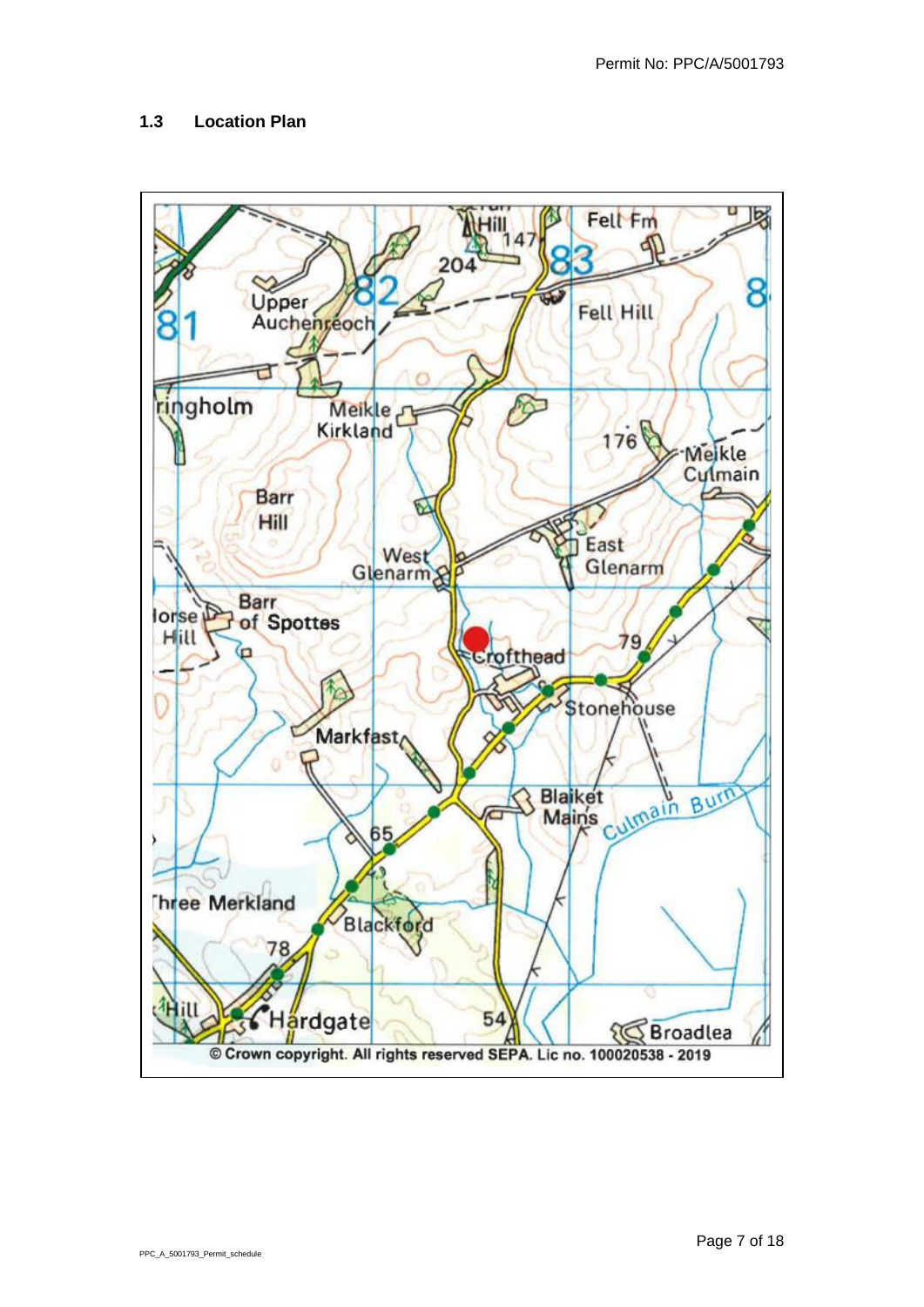## 1.3 Location Plan

© Crown copyright. All rights reserved SEPA. Lic no. 100020538 - 2019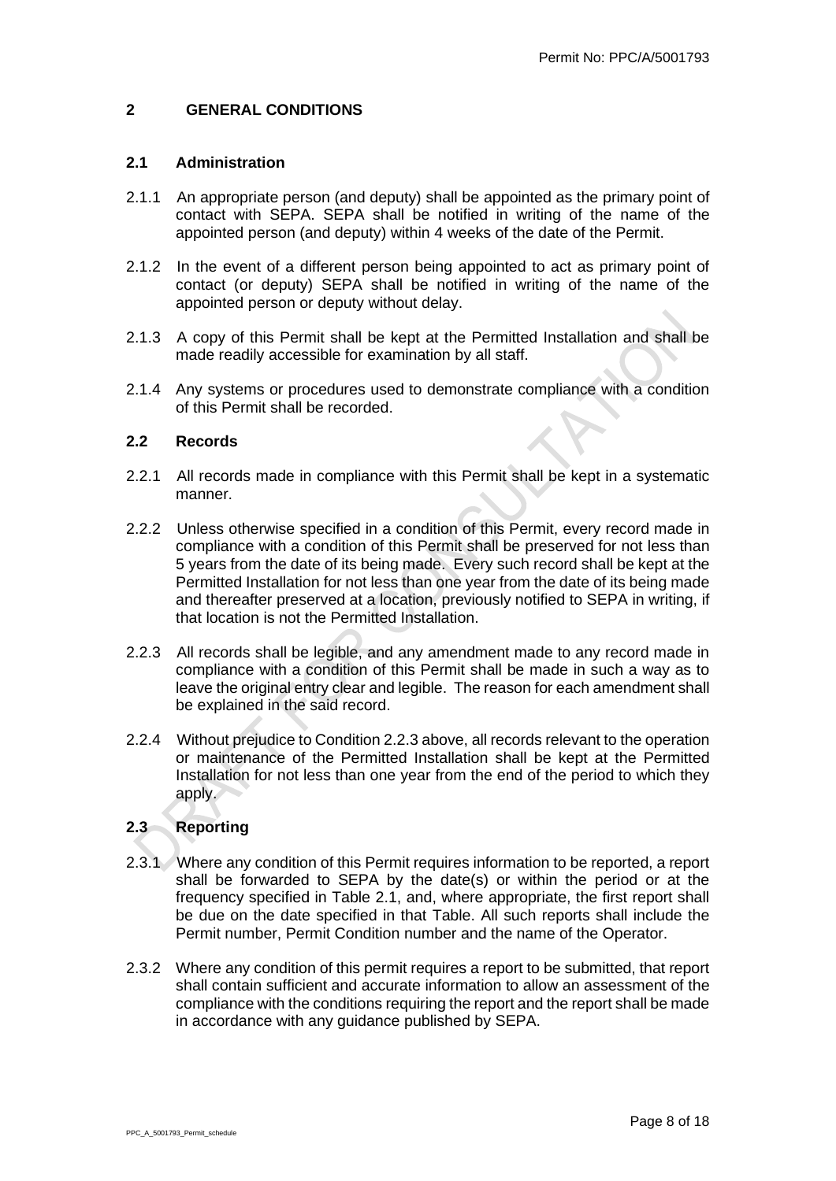## 2 GENERAL CONDITIONS

### 2.1 Administration

2.1.1 An appropriate person (and deputy) shall be appointed as the primary point of contact with SEPA. SEPA shall be notified in writing of the name of the appointed person (and deputy) within 4 weeks of the date of the Permit.

2.1.2 In the event of a different person being appointed to act as primary point of contact (or deputy) SEPA shall be notified in writing of the name of the appointed person or deputy without delay.

2.1.3 A copy of this Permit shall be kept at the Permitted Installation and shall be made readily accessible for examination by all staff.

2.1.4 Any systems or procedures used to demonstrate compliance with a condition of this Permit shall be recorded.

### 2.2 Records

2.2.1 All records made in compliance with this Permit shall be kept in a systematic manner.

2.2.2 Unless otherwise specified in a condition of this Permit, every record made in compliance with a condition of this Permit shall be preserved for not less than 5 years from the date of its being made. Every such record shall be kept at the Permitted Installation for not less than one year from the date of its being made and thereafter preserved at a location, previously notified to SEPA in writing, if that location is not the Permitted Installation.

2.2.3 All records shall be legible, and any amendment made to any record made in compliance with a condition of this Permit shall be made in such a way as to leave the original entry clear and legible. The reason for each amendment shall be explained in the said record.

2.2.4 Without prejudice to Condition 2.2.3 above, all records relevant to the operation or maintenance of the Permitted Installation shall be kept at the Permitted Installation for not less than one year from the end of the period to which they apply.

### 2.3 Reporting

2.3.1 Where any condition of this Permit requires information to be reported, a report shall be forwarded to SEPA by the date(s) or within the period or at the frequency specified in Table 2.1, and, where appropriate, the first report shall be due on the date specified in that Table. All such reports shall include the Permit number, Permit Condition number and the name of the Operator.

2.3.2 Where any condition of this permit requires a report to be submitted, that report shall contain sufficient and accurate information to allow an assessment of the compliance with the conditions requiring the report and the report shall be made in accordance with any guidance published by SEPA.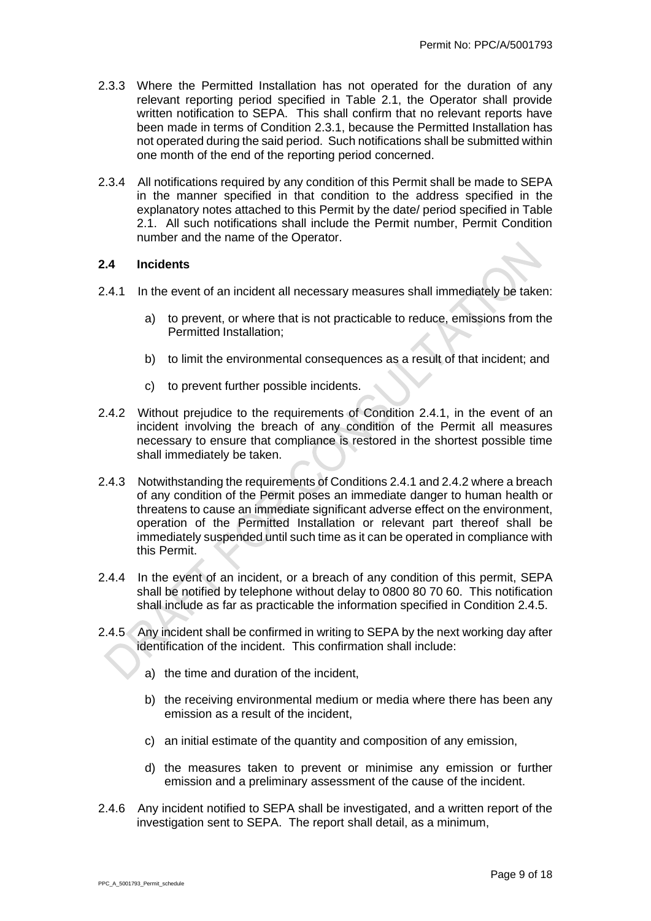2.3.3 Where the Permitted Installation has not operated for the duration of any relevant reporting period specified in Table 2.1, the Operator shall provide written notification to SEPA. This shall confirm that no relevant reports have been made in terms of Condition 2.3.1, because the Permitted Installation has not operated during the said period. Such notifications shall be submitted within one month of the end of the reporting period concerned.

2.3.4 All notifications required by any condition of this Permit shall be made to SEPA in the manner specified in that condition to the address specified in the explanatory notes attached to this Permit by the date/ period specified in Table 2.1. All such notifications shall include the Permit number, Permit Condition number and the name of the Operator.

### 2.4 Incidents

2.4.1 In the event of an incident all necessary measures shall immediately be taken:

a) to prevent, or where that is not practicable to reduce, emissions from the Permitted Installation;

b) to limit the environmental consequences as a result of that incident; and

c) to prevent further possible incidents.

2.4.2 Without prejudice to the requirements of Condition 2.4.1, in the event of an incident involving the breach of any condition of the Permit all measures necessary to ensure that compliance is restored in the shortest possible time shall immediately be taken.

2.4.3 Notwithstanding the requirements of Conditions 2.4.1 and 2.4.2 where a breach of any condition of the Permit poses an immediate danger to human health or threatens to cause an immediate significant adverse effect on the environment, operation of the Permitted Installation or relevant part thereof shall be immediately suspended until such time as it can be operated in compliance with this Permit.

2.4.4 In the event of an incident, or a breach of any condition of this permit, SEPA shall be notified by telephone without delay to 0800 80 70 60. This notification shall include as far as practicable the information specified in Condition 2.4.5.

2.4.5 Any incident shall be confirmed in writing to SEPA by the next working day after identification of the incident. This confirmation shall include:

a) the time and duration of the incident,

b) the receiving environmental medium or media where there has been any emission as a result of the incident,

c) an initial estimate of the quantity and composition of any emission,

d) the measures taken to prevent or minimise any emission or further emission and a preliminary assessment of the cause of the incident.

2.4.6 Any incident notified to SEPA shall be investigated, and a written report of the investigation sent to SEPA. The report shall detail, as a minimum,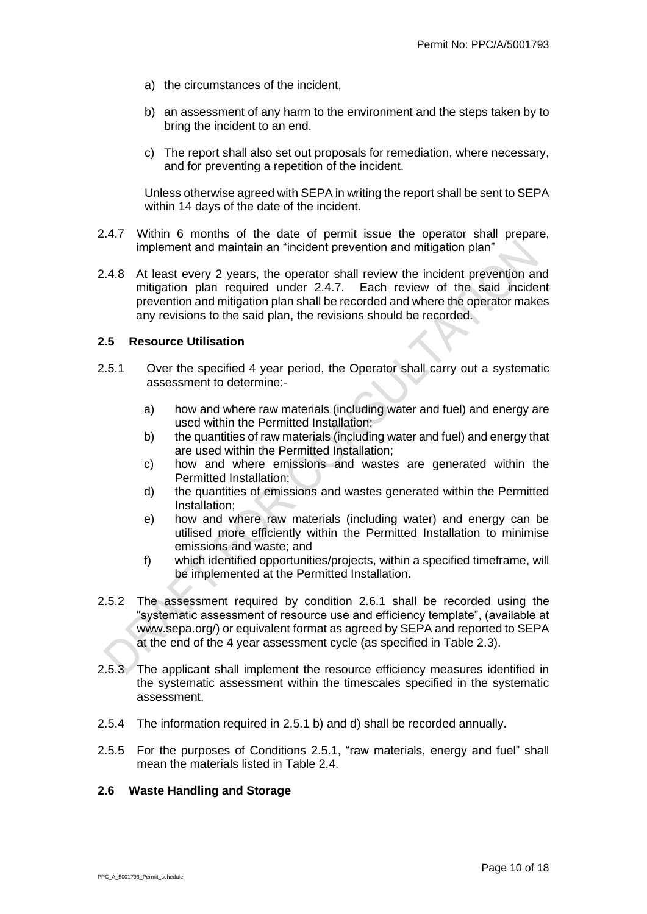a) the circumstances of the incident,

b) an assessment of any harm to the environment and the steps taken by to bring the incident to an end.

c) The report shall also set out proposals for remediation, where necessary, and for preventing a repetition of the incident.

Unless otherwise agreed with SEPA in writing the report shall be sent to SEPA within 14 days of the date of the incident.

2.4.7 Within 6 months of the date of permit issue the operator shall prepare, implement and maintain an "incident prevention and mitigation plan"

2.4.8 At least every 2 years, the operator shall review the incident prevention and mitigation plan required under 2.4.7. Each review of the said incident prevention and mitigation plan shall be recorded and where the operator makes any revisions to the said plan, the revisions should be recorded.

### 2.5 Resource Utilisation

2.5.1 Over the specified 4 year period, the Operator shall carry out a systematic assessment to determine:-

a) how and where raw materials (including water and fuel) and energy are used within the Permitted Installation;
b) the quantities of raw materials (including water and fuel) and energy that are used within the Permitted Installation;
c) how and where emissions and wastes are generated within the Permitted Installation;
d) the quantities of emissions and wastes generated within the Permitted Installation;
e) how and where raw materials (including water) and energy can be utilised more efficiently within the Permitted Installation to minimise emissions and waste; and
f) which identified opportunities/projects, within a specified timeframe, will be implemented at the Permitted Installation.

2.5.2 The assessment required by condition 2.6.1 shall be recorded using the "systematic assessment of resource use and efficiency template", (available at www.sepa.org/) or equivalent format as agreed by SEPA and reported to SEPA at the end of the 4 year assessment cycle (as specified in Table 2.3).

2.5.3 The applicant shall implement the resource efficiency measures identified in the systematic assessment within the timescales specified in the systematic assessment.

2.5.4 The information required in 2.5.1 b) and d) shall be recorded annually.

2.5.5 For the purposes of Conditions 2.5.1, "raw materials, energy and fuel" shall mean the materials listed in Table 2.4.

### 2.6 Waste Handling and Storage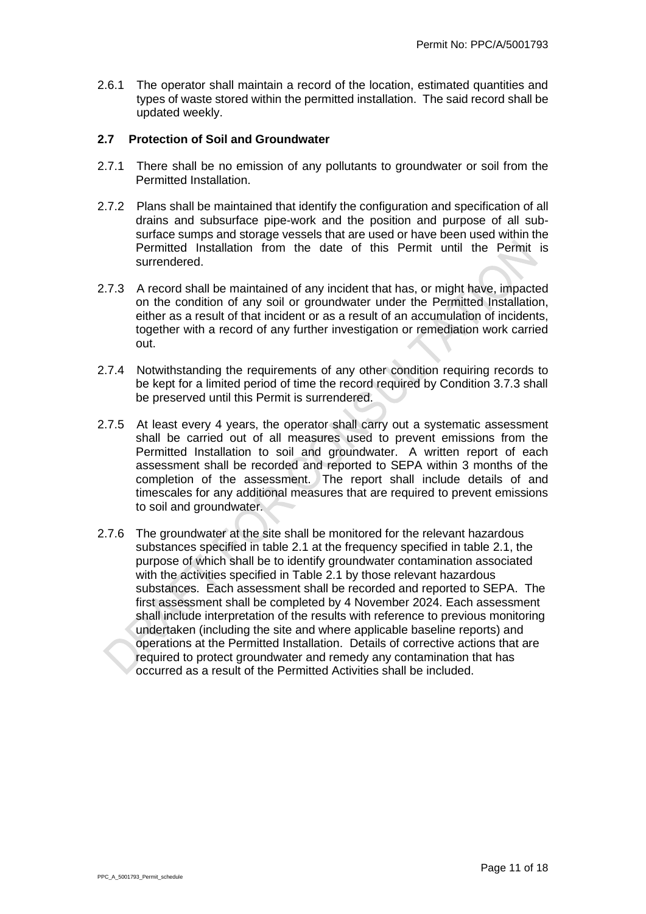2.6.1 The operator shall maintain a record of the location, estimated quantities and types of waste stored within the permitted installation. The said record shall be updated weekly.

### 2.7 Protection of Soil and Groundwater

2.7.1 There shall be no emission of any pollutants to groundwater or soil from the Permitted Installation.

2.7.2 Plans shall be maintained that identify the configuration and specification of all drains and subsurface pipe-work and the position and purpose of all sub-surface sumps and storage vessels that are used or have been used within the Permitted Installation from the date of this Permit until the Permit is surrendered.

2.7.3 A record shall be maintained of any incident that has, or might have, impacted on the condition of any soil or groundwater under the Permitted Installation, either as a result of that incident or as a result of an accumulation of incidents, together with a record of any further investigation or remediation work carried out.

2.7.4 Notwithstanding the requirements of any other condition requiring records to be kept for a limited period of time the record required by Condition 3.7.3 shall be preserved until this Permit is surrendered.

2.7.5 At least every 4 years, the operator shall carry out a systematic assessment shall be carried out of all measures used to prevent emissions from the Permitted Installation to soil and groundwater. A written report of each assessment shall be recorded and reported to SEPA within 3 months of the completion of the assessment. The report shall include details of and timescales for any additional measures that are required to prevent emissions to soil and groundwater.

2.7.6 The groundwater at the site shall be monitored for the relevant hazardous substances specified in table 2.1 at the frequency specified in table 2.1, the purpose of which shall be to identify groundwater contamination associated with the activities specified in Table 2.1 by those relevant hazardous substances. Each assessment shall be recorded and reported to SEPA. The first assessment shall be completed by 4 November 2024. Each assessment shall include interpretation of the results with reference to previous monitoring undertaken (including the site and where applicable baseline reports) and operations at the Permitted Installation. Details of corrective actions that are required to protect groundwater and remedy any contamination that has occurred as a result of the Permitted Activities shall be included.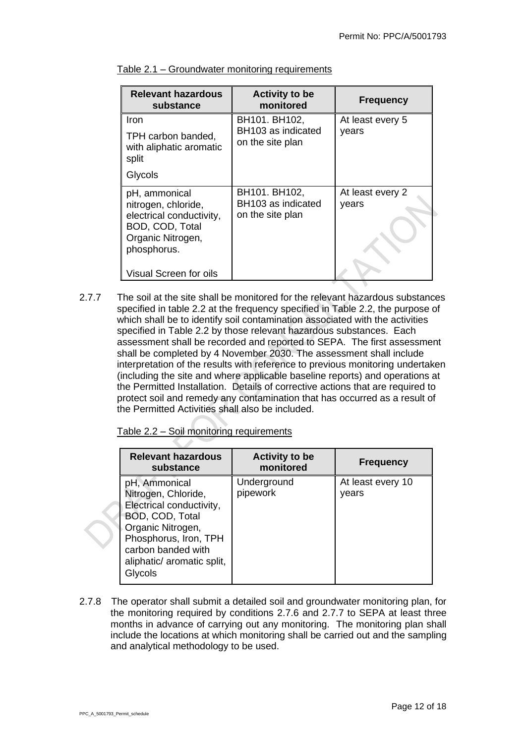Table 2.1 – Groundwater monitoring requirements

| Relevant hazardous substance | Activity to be monitored | Frequency |
|---|---|---|
| Iron<br><br>TPH carbon banded, with aliphatic aromatic split<br><br>Glycols | BH101. BH102, BH103 as indicated on the site plan | At least every 5 years |
| pH, ammonical nitrogen, chloride, electrical conductivity, BOD, COD, Total Organic Nitrogen, phosphorus.<br><br>Visual Screen for oils | BH101. BH102, BH103 as indicated on the site plan | At least every 2 years |

2.7.7 The soil at the site shall be monitored for the relevant hazardous substances specified in table 2.2 at the frequency specified in Table 2.2, the purpose of which shall be to identify soil contamination associated with the activities specified in Table 2.2 by those relevant hazardous substances. Each assessment shall be recorded and reported to SEPA. The first assessment shall be completed by 4 November 2030. The assessment shall include interpretation of the results with reference to previous monitoring undertaken (including the site and where applicable baseline reports) and operations at the Permitted Installation. Details of corrective actions that are required to protect soil and remedy any contamination that has occurred as a result of the Permitted Activities shall also be included.

Table 2.2 – Soil monitoring requirements

| Relevant hazardous substance | Activity to be monitored | Frequency |
|---|---|---|
| pH, Ammonical Nitrogen, Chloride, Electrical conductivity, BOD, COD, Total Organic Nitrogen, Phosphorus, Iron, TPH carbon banded with aliphatic/ aromatic split, Glycols | Underground pipework | At least every 10 years |

2.7.8 The operator shall submit a detailed soil and groundwater monitoring plan, for the monitoring required by conditions 2.7.6 and 2.7.7 to SEPA at least three months in advance of carrying out any monitoring. The monitoring plan shall include the locations at which monitoring shall be carried out and the sampling and analytical methodology to be used.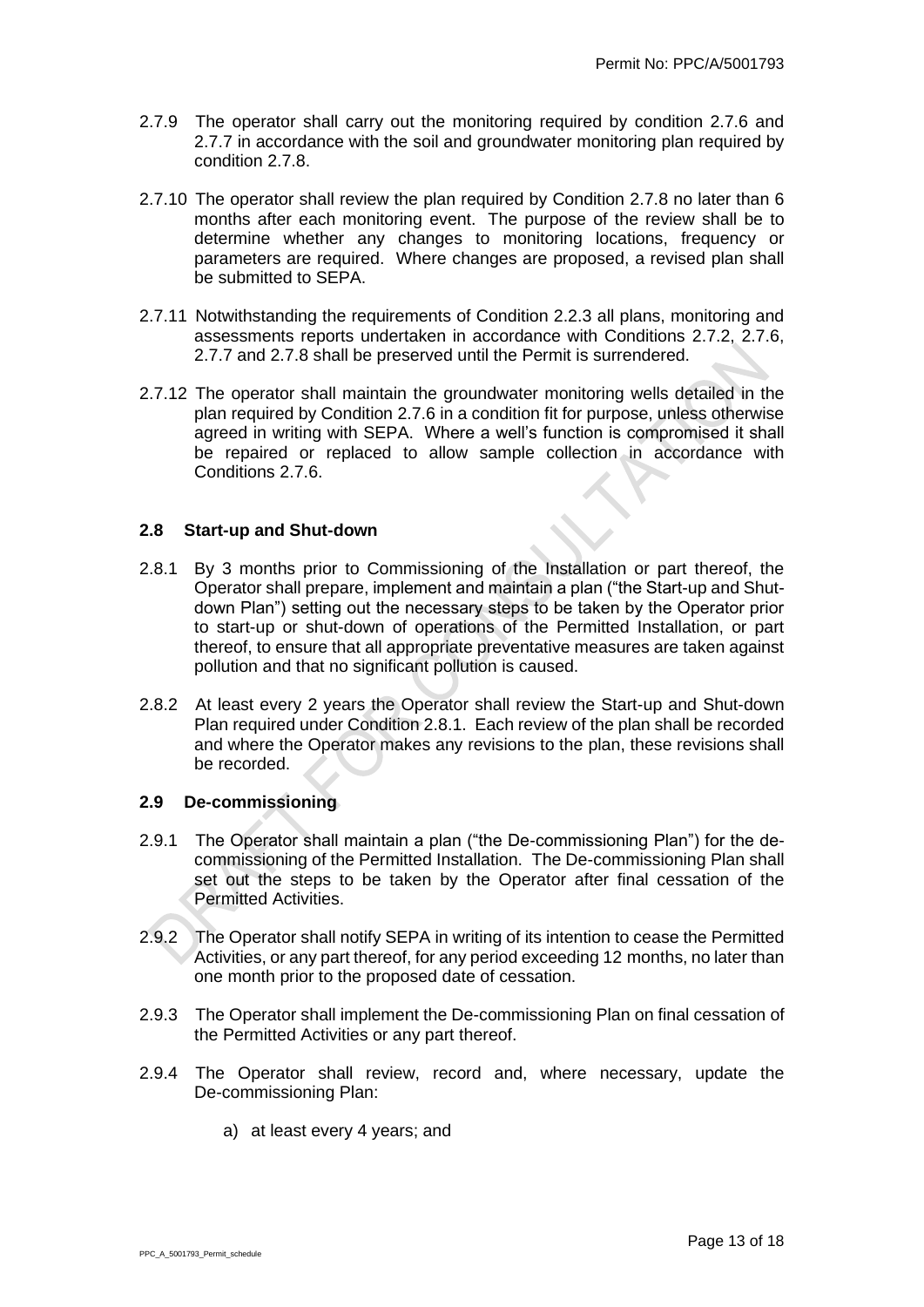2.7.9 The operator shall carry out the monitoring required by condition 2.7.6 and 2.7.7 in accordance with the soil and groundwater monitoring plan required by condition 2.7.8.

2.7.10 The operator shall review the plan required by Condition 2.7.8 no later than 6 months after each monitoring event. The purpose of the review shall be to determine whether any changes to monitoring locations, frequency or parameters are required. Where changes are proposed, a revised plan shall be submitted to SEPA.

2.7.11 Notwithstanding the requirements of Condition 2.2.3 all plans, monitoring and assessments reports undertaken in accordance with Conditions 2.7.2, 2.7.6, 2.7.7 and 2.7.8 shall be preserved until the Permit is surrendered.

2.7.12 The operator shall maintain the groundwater monitoring wells detailed in the plan required by Condition 2.7.6 in a condition fit for purpose, unless otherwise agreed in writing with SEPA. Where a well's function is compromised it shall be repaired or replaced to allow sample collection in accordance with Conditions 2.7.6.

### 2.8 Start-up and Shut-down

2.8.1 By 3 months prior to Commissioning of the Installation or part thereof, the Operator shall prepare, implement and maintain a plan ("the Start-up and Shut-down Plan") setting out the necessary steps to be taken by the Operator prior to start-up or shut-down of operations of the Permitted Installation, or part thereof, to ensure that all appropriate preventative measures are taken against pollution and that no significant pollution is caused.

2.8.2 At least every 2 years the Operator shall review the Start-up and Shut-down Plan required under Condition 2.8.1. Each review of the plan shall be recorded and where the Operator makes any revisions to the plan, these revisions shall be recorded.

### 2.9 De-commissioning

2.9.1 The Operator shall maintain a plan ("the De-commissioning Plan") for the de-commissioning of the Permitted Installation. The De-commissioning Plan shall set out the steps to be taken by the Operator after final cessation of the Permitted Activities.

2.9.2 The Operator shall notify SEPA in writing of its intention to cease the Permitted Activities, or any part thereof, for any period exceeding 12 months, no later than one month prior to the proposed date of cessation.

2.9.3 The Operator shall implement the De-commissioning Plan on final cessation of the Permitted Activities or any part thereof.

2.9.4 The Operator shall review, record and, where necessary, update the De-commissioning Plan:

a) at least every 4 years; and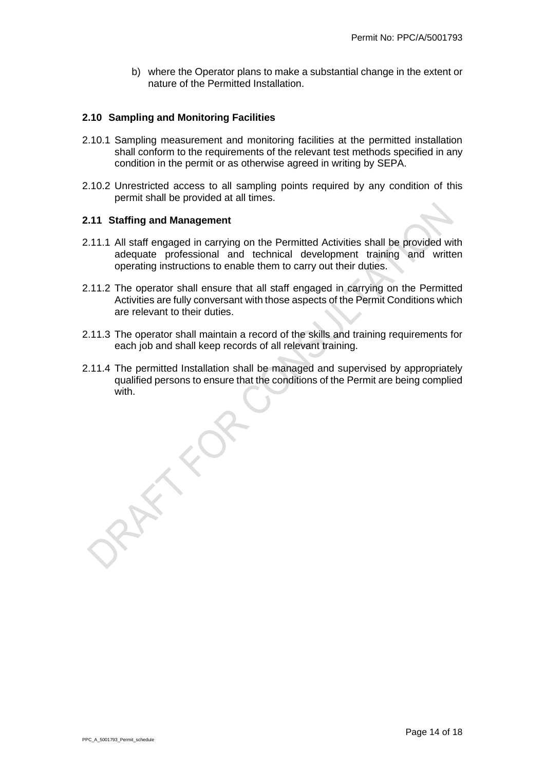b) where the Operator plans to make a substantial change in the extent or nature of the Permitted Installation.

### 2.10 Sampling and Monitoring Facilities

2.10.1 Sampling measurement and monitoring facilities at the permitted installation shall conform to the requirements of the relevant test methods specified in any condition in the permit or as otherwise agreed in writing by SEPA.

2.10.2 Unrestricted access to all sampling points required by any condition of this permit shall be provided at all times.

### 2.11 Staffing and Management

2.11.1 All staff engaged in carrying on the Permitted Activities shall be provided with adequate professional and technical development training and written operating instructions to enable them to carry out their duties.

2.11.2 The operator shall ensure that all staff engaged in carrying on the Permitted Activities are fully conversant with those aspects of the Permit Conditions which are relevant to their duties.

2.11.3 The operator shall maintain a record of the skills and training requirements for each job and shall keep records of all relevant training.

2.11.4 The permitted Installation shall be managed and supervised by appropriately qualified persons to ensure that the conditions of the Permit are being complied with.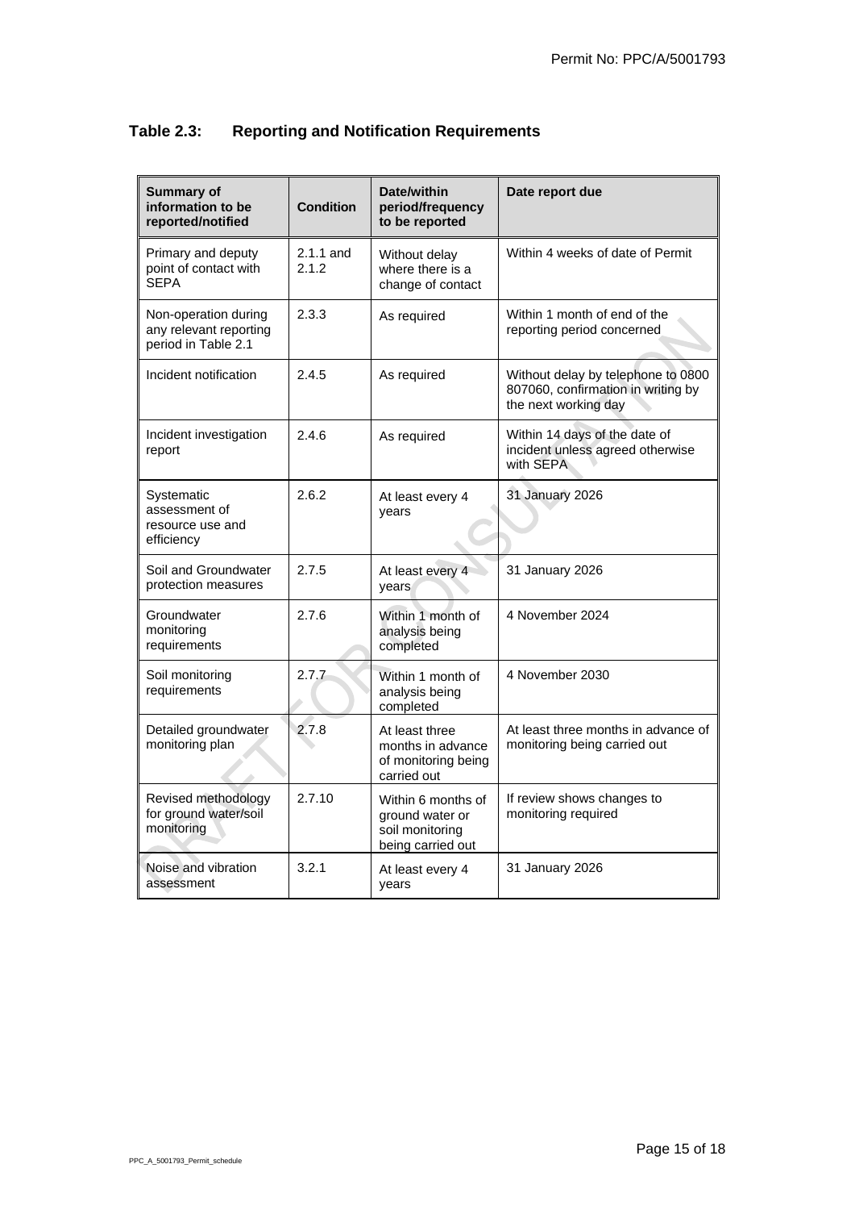### Table 2.3: Reporting and Notification Requirements

| Summary of information to be reported/notified | Condition | Date/within period/frequency to be reported | Date report due |
|---|---|---|---|
| Primary and deputy point of contact with SEPA | 2.1.1 and 2.1.2 | Without delay where there is a change of contact | Within 4 weeks of date of Permit |
| Non-operation during any relevant reporting period in Table 2.1 | 2.3.3 | As required | Within 1 month of end of the reporting period concerned |
| Incident notification | 2.4.5 | As required | Without delay by telephone to 0800 807060, confirmation in writing by the next working day |
| Incident investigation report | 2.4.6 | As required | Within 14 days of the date of incident unless agreed otherwise with SEPA |
| Systematic assessment of resource use and efficiency | 2.6.2 | At least every 4 years | 31 January 2026 |
| Soil and Groundwater protection measures | 2.7.5 | At least every 4 years | 31 January 2026 |
| Groundwater monitoring requirements | 2.7.6 | Within 1 month of analysis being completed | 4 November 2024 |
| Soil monitoring requirements | 2.7.7 | Within 1 month of analysis being completed | 4 November 2030 |
| Detailed groundwater monitoring plan | 2.7.8 | At least three months in advance of monitoring being carried out | At least three months in advance of monitoring being carried out |
| Revised methodology for ground water/soil monitoring | 2.7.10 | Within 6 months of ground water or soil monitoring being carried out | If review shows changes to monitoring required |
| Noise and vibration assessment | 3.2.1 | At least every 4 years | 31 January 2026 |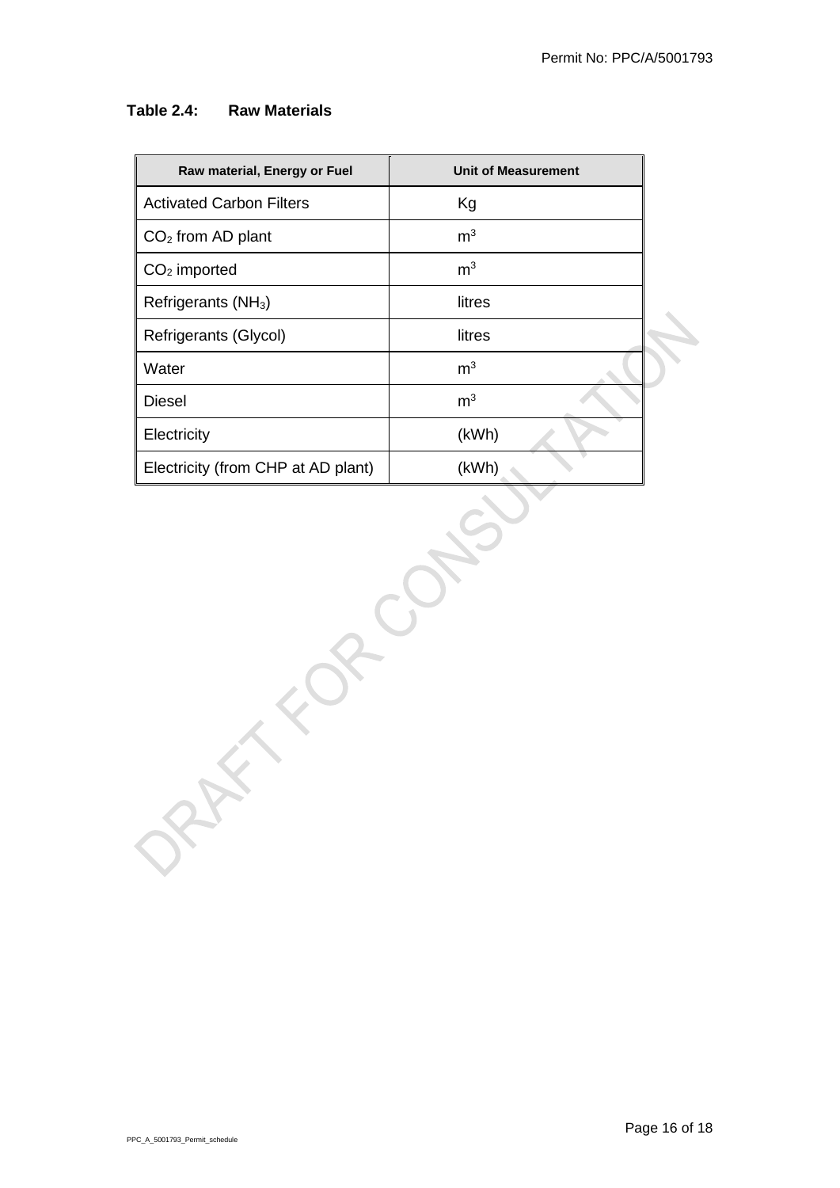**Table 2.4: Raw Materials**

| Raw material, Energy or Fuel | Unit of Measurement |
| --- | --- |
| Activated Carbon Filters | Kg |
| $CO_2$ from AD plant | $m^3$ |
| $CO_2$ imported | $m^3$ |
| Refrigerants ($NH_3$) | litres |
| Refrigerants (Glycol) | litres |
| Water | $m^3$ |
| Diesel | $m^3$ |
| Electricity | (kWh) |
| Electricity (from CHP at AD plant) | (kWh) |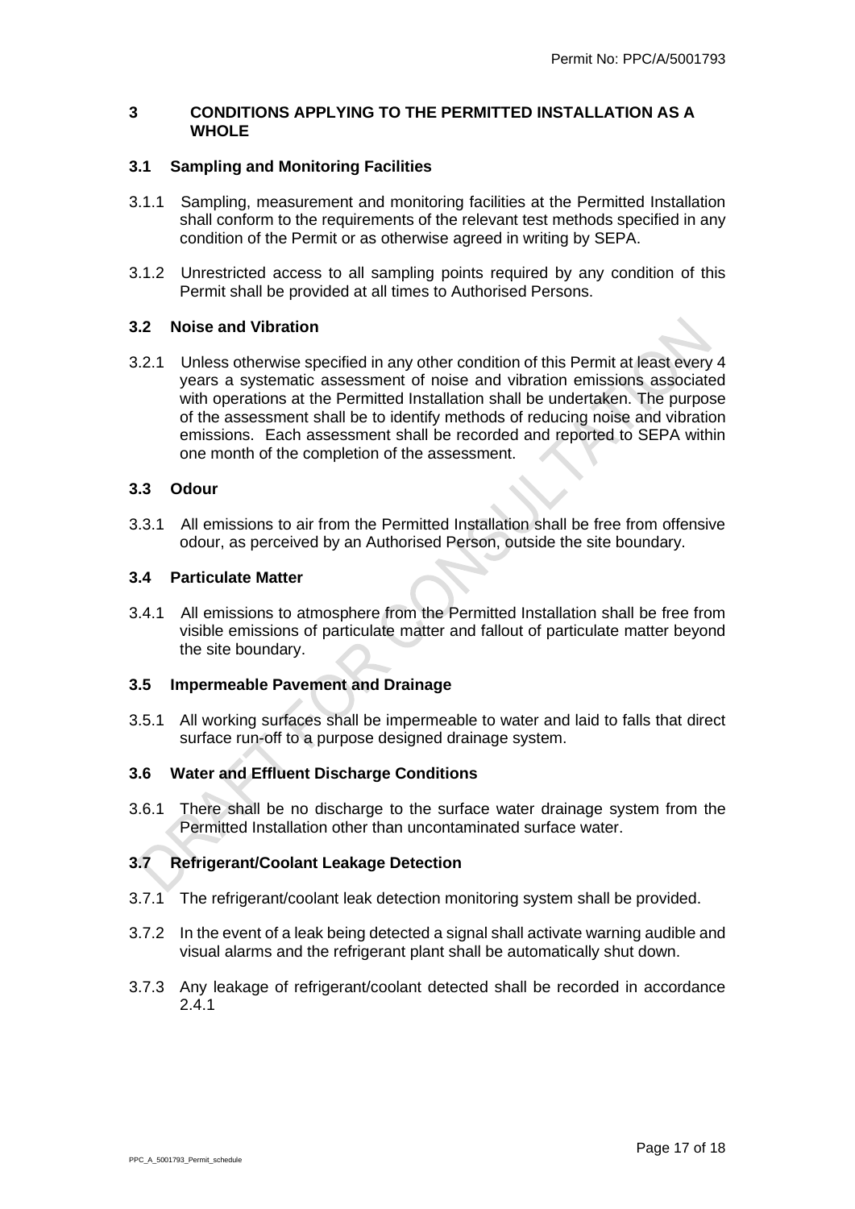## 3 CONDITIONS APPLYING TO THE PERMITTED INSTALLATION AS A WHOLE

### 3.1 Sampling and Monitoring Facilities

3.1.1 Sampling, measurement and monitoring facilities at the Permitted Installation shall conform to the requirements of the relevant test methods specified in any condition of the Permit or as otherwise agreed in writing by SEPA.

3.1.2 Unrestricted access to all sampling points required by any condition of this Permit shall be provided at all times to Authorised Persons.

### 3.2 Noise and Vibration

3.2.1 Unless otherwise specified in any other condition of this Permit at least every 4 years a systematic assessment of noise and vibration emissions associated with operations at the Permitted Installation shall be undertaken. The purpose of the assessment shall be to identify methods of reducing noise and vibration emissions. Each assessment shall be recorded and reported to SEPA within one month of the completion of the assessment.

### 3.3 Odour

3.3.1 All emissions to air from the Permitted Installation shall be free from offensive odour, as perceived by an Authorised Person, outside the site boundary.

### 3.4 Particulate Matter

3.4.1 All emissions to atmosphere from the Permitted Installation shall be free from visible emissions of particulate matter and fallout of particulate matter beyond the site boundary.

### 3.5 Impermeable Pavement and Drainage

3.5.1 All working surfaces shall be impermeable to water and laid to falls that direct surface run-off to a purpose designed drainage system.

### 3.6 Water and Effluent Discharge Conditions

3.6.1 There shall be no discharge to the surface water drainage system from the Permitted Installation other than uncontaminated surface water.

### 3.7 Refrigerant/Coolant Leakage Detection

3.7.1 The refrigerant/coolant leak detection monitoring system shall be provided.

3.7.2 In the event of a leak being detected a signal shall activate warning audible and visual alarms and the refrigerant plant shall be automatically shut down.

3.7.3 Any leakage of refrigerant/coolant detected shall be recorded in accordance 2.4.1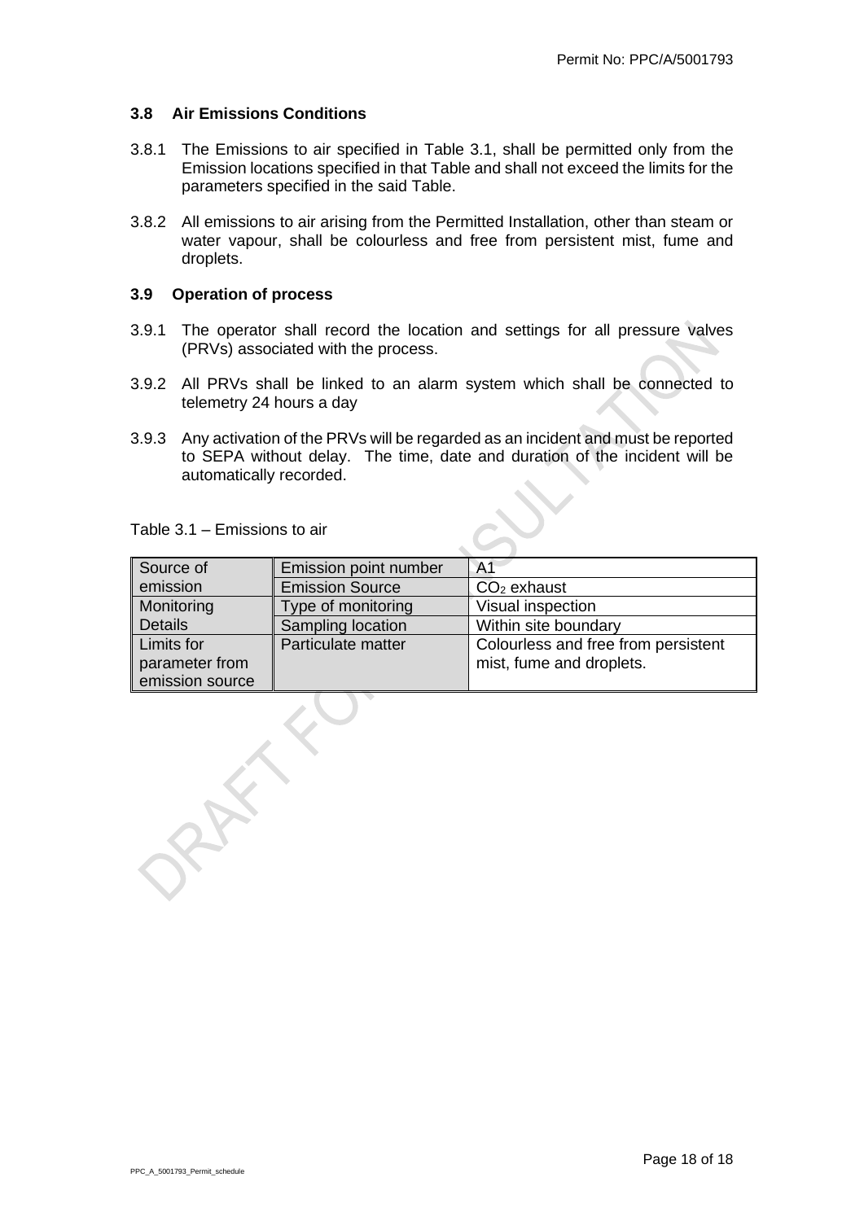### 3.8 Air Emissions Conditions

3.8.1 The Emissions to air specified in Table 3.1, shall be permitted only from the Emission locations specified in that Table and shall not exceed the limits for the parameters specified in the said Table.

3.8.2 All emissions to air arising from the Permitted Installation, other than steam or water vapour, shall be colourless and free from persistent mist, fume and droplets.

### 3.9 Operation of process

3.9.1 The operator shall record the location and settings for all pressure valves (PRVs) associated with the process.

3.9.2 All PRVs shall be linked to an alarm system which shall be connected to telemetry 24 hours a day

3.9.3 Any activation of the PRVs will be regarded as an incident and must be reported to SEPA without delay. The time, date and duration of the incident will be automatically recorded.

Table 3.1 – Emissions to air

| | | |
|---|---|---|
| Source of emission | Emission point number | A1 |
| | Emission Source | $CO_2$ exhaust |
| Monitoring Details | Type of monitoring | Visual inspection |
| | Sampling location | Within site boundary |
| Limits for parameter from emission source | Particulate matter | Colourless and free from persistent mist, fume and droplets. |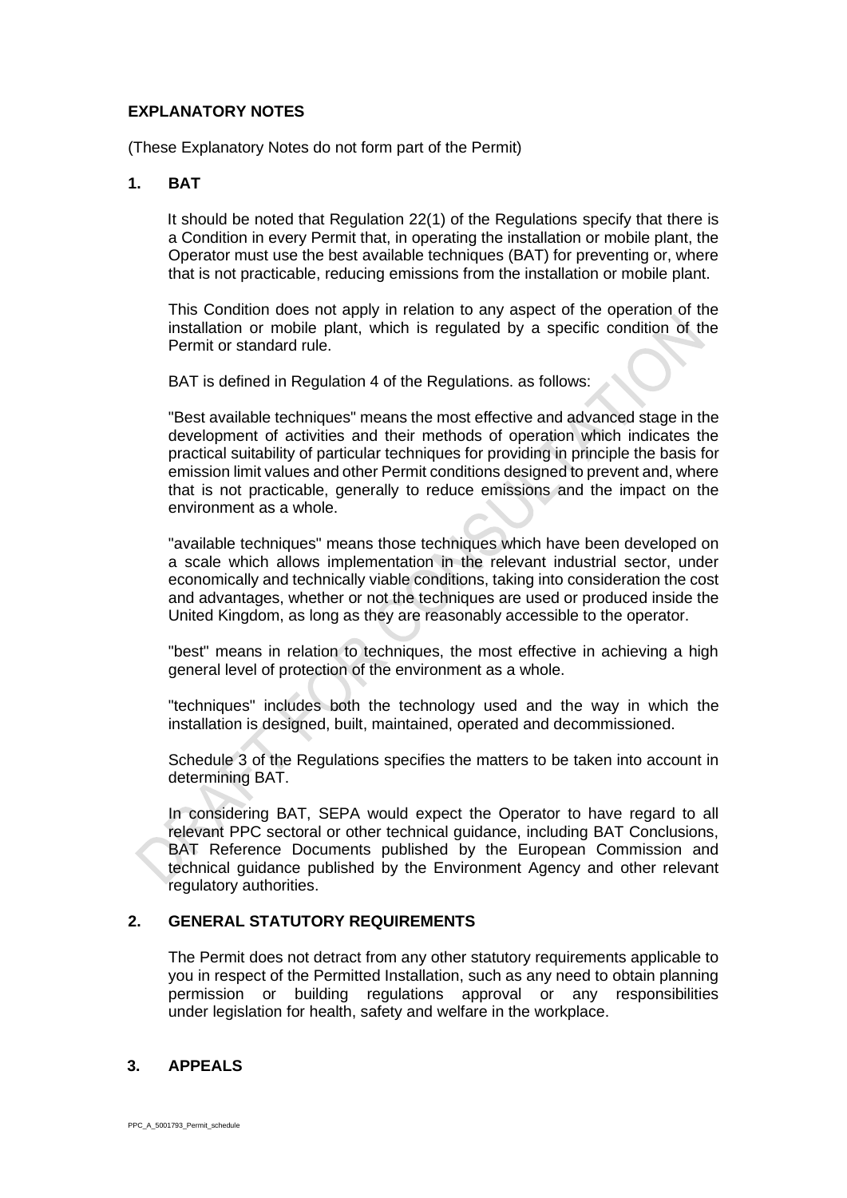## EXPLANATORY NOTES

(These Explanatory Notes do not form part of the Permit)

### 1. BAT

It should be noted that Regulation 22(1) of the Regulations specify that there is a Condition in every Permit that, in operating the installation or mobile plant, the Operator must use the best available techniques (BAT) for preventing or, where that is not practicable, reducing emissions from the installation or mobile plant.

This Condition does not apply in relation to any aspect of the operation of the installation or mobile plant, which is regulated by a specific condition of the Permit or standard rule.

BAT is defined in Regulation 4 of the Regulations. as follows:

"Best available techniques" means the most effective and advanced stage in the development of activities and their methods of operation which indicates the practical suitability of particular techniques for providing in principle the basis for emission limit values and other Permit conditions designed to prevent and, where that is not practicable, generally to reduce emissions and the impact on the environment as a whole.

"available techniques" means those techniques which have been developed on a scale which allows implementation in the relevant industrial sector, under economically and technically viable conditions, taking into consideration the cost and advantages, whether or not the techniques are used or produced inside the United Kingdom, as long as they are reasonably accessible to the operator.

"best" means in relation to techniques, the most effective in achieving a high general level of protection of the environment as a whole.

"techniques" includes both the technology used and the way in which the installation is designed, built, maintained, operated and decommissioned.

Schedule 3 of the Regulations specifies the matters to be taken into account in determining BAT.

In considering BAT, SEPA would expect the Operator to have regard to all relevant PPC sectoral or other technical guidance, including BAT Conclusions, BAT Reference Documents published by the European Commission and technical guidance published by the Environment Agency and other relevant regulatory authorities.

### 2. GENERAL STATUTORY REQUIREMENTS

The Permit does not detract from any other statutory requirements applicable to you in respect of the Permitted Installation, such as any need to obtain planning permission or building regulations approval or any responsibilities under legislation for health, safety and welfare in the workplace.

### 3. APPEALS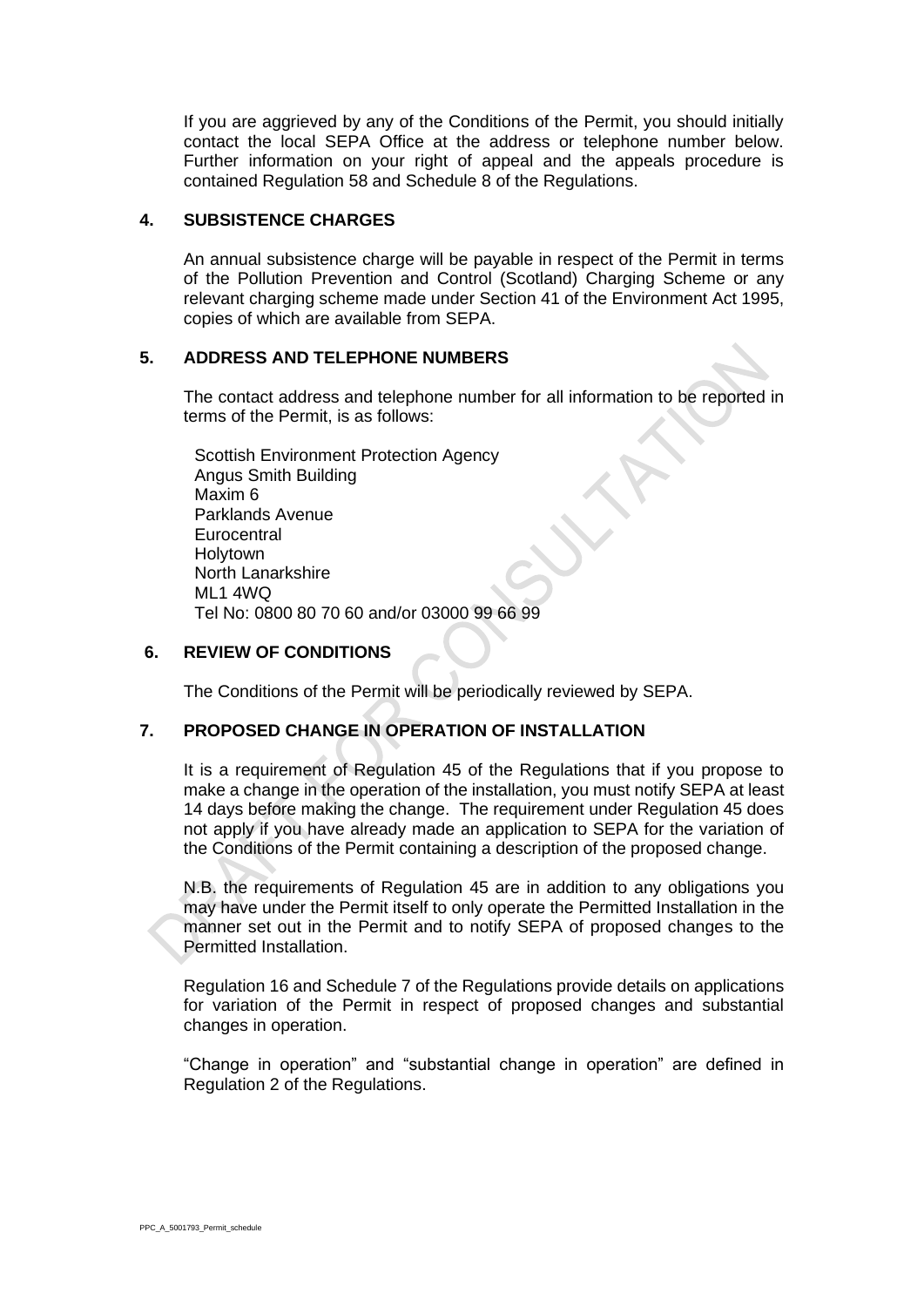If you are aggrieved by any of the Conditions of the Permit, you should initially contact the local SEPA Office at the address or telephone number below. Further information on your right of appeal and the appeals procedure is contained Regulation 58 and Schedule 8 of the Regulations.

## 4. SUBSISTENCE CHARGES

An annual subsistence charge will be payable in respect of the Permit in terms of the Pollution Prevention and Control (Scotland) Charging Scheme or any relevant charging scheme made under Section 41 of the Environment Act 1995, copies of which are available from SEPA.

## 5. ADDRESS AND TELEPHONE NUMBERS

The contact address and telephone number for all information to be reported in terms of the Permit, is as follows:

Scottish Environment Protection Agency
Angus Smith Building
Maxim 6
Parklands Avenue
Eurocentral
Holytown
North Lanarkshire
ML1 4WQ
Tel No: 0800 80 70 60 and/or 03000 99 66 99

## 6. REVIEW OF CONDITIONS

The Conditions of the Permit will be periodically reviewed by SEPA.

## 7. PROPOSED CHANGE IN OPERATION OF INSTALLATION

It is a requirement of Regulation 45 of the Regulations that if you propose to make a change in the operation of the installation, you must notify SEPA at least 14 days before making the change. The requirement under Regulation 45 does not apply if you have already made an application to SEPA for the variation of the Conditions of the Permit containing a description of the proposed change.

N.B. the requirements of Regulation 45 are in addition to any obligations you may have under the Permit itself to only operate the Permitted Installation in the manner set out in the Permit and to notify SEPA of proposed changes to the Permitted Installation.

Regulation 16 and Schedule 7 of the Regulations provide details on applications for variation of the Permit in respect of proposed changes and substantial changes in operation.

"Change in operation" and "substantial change in operation" are defined in Regulation 2 of the Regulations.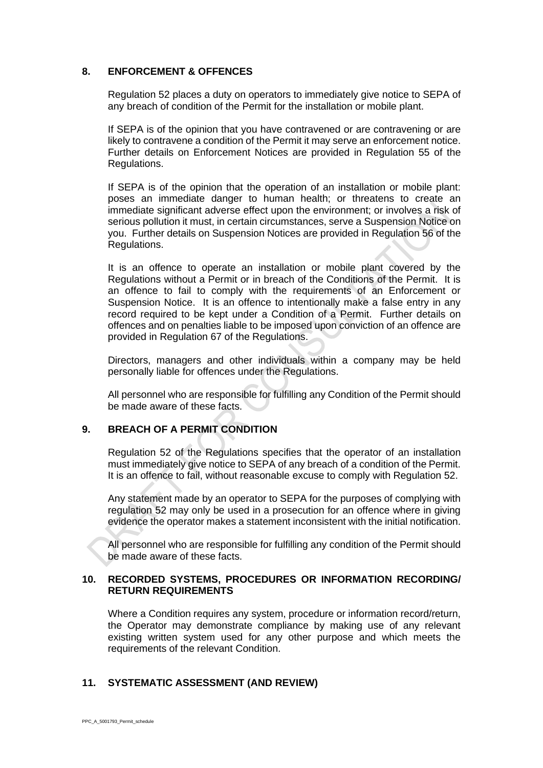## 8. ENFORCEMENT & OFFENCES

Regulation 52 places a duty on operators to immediately give notice to SEPA of any breach of condition of the Permit for the installation or mobile plant.

If SEPA is of the opinion that you have contravened or are contravening or are likely to contravene a condition of the Permit it may serve an enforcement notice. Further details on Enforcement Notices are provided in Regulation 55 of the Regulations.

If SEPA is of the opinion that the operation of an installation or mobile plant: poses an immediate danger to human health; or threatens to create an immediate significant adverse effect upon the environment; or involves a risk of serious pollution it must, in certain circumstances, serve a Suspension Notice on you. Further details on Suspension Notices are provided in Regulation 56 of the Regulations.

It is an offence to operate an installation or mobile plant covered by the Regulations without a Permit or in breach of the Conditions of the Permit. It is an offence to fail to comply with the requirements of an Enforcement or Suspension Notice. It is an offence to intentionally make a false entry in any record required to be kept under a Condition of a Permit. Further details on offences and on penalties liable to be imposed upon conviction of an offence are provided in Regulation 67 of the Regulations.

Directors, managers and other individuals within a company may be held personally liable for offences under the Regulations.

All personnel who are responsible for fulfilling any Condition of the Permit should be made aware of these facts.

## 9. BREACH OF A PERMIT CONDITION

Regulation 52 of the Regulations specifies that the operator of an installation must immediately give notice to SEPA of any breach of a condition of the Permit. It is an offence to fail, without reasonable excuse to comply with Regulation 52.

Any statement made by an operator to SEPA for the purposes of complying with regulation 52 may only be used in a prosecution for an offence where in giving evidence the operator makes a statement inconsistent with the initial notification.

All personnel who are responsible for fulfilling any condition of the Permit should be made aware of these facts.

## 10. RECORDED SYSTEMS, PROCEDURES OR INFORMATION RECORDING/ RETURN REQUIREMENTS

Where a Condition requires any system, procedure or information record/return, the Operator may demonstrate compliance by making use of any relevant existing written system used for any other purpose and which meets the requirements of the relevant Condition.

## 11. SYSTEMATIC ASSESSMENT (AND REVIEW)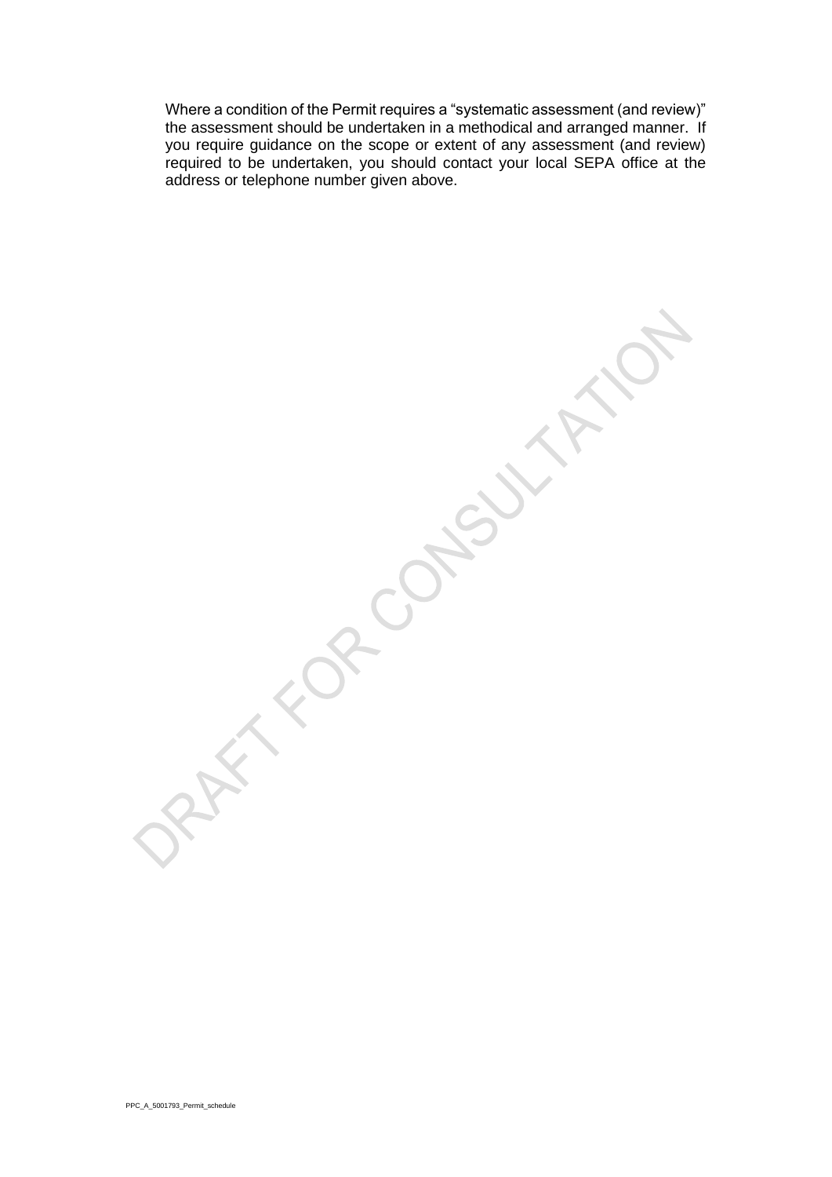Where a condition of the Permit requires a "systematic assessment (and review)" the assessment should be undertaken in a methodical and arranged manner. If you require guidance on the scope or extent of any assessment (and review) required to be undertaken, you should contact your local SEPA office at the address or telephone number given above.